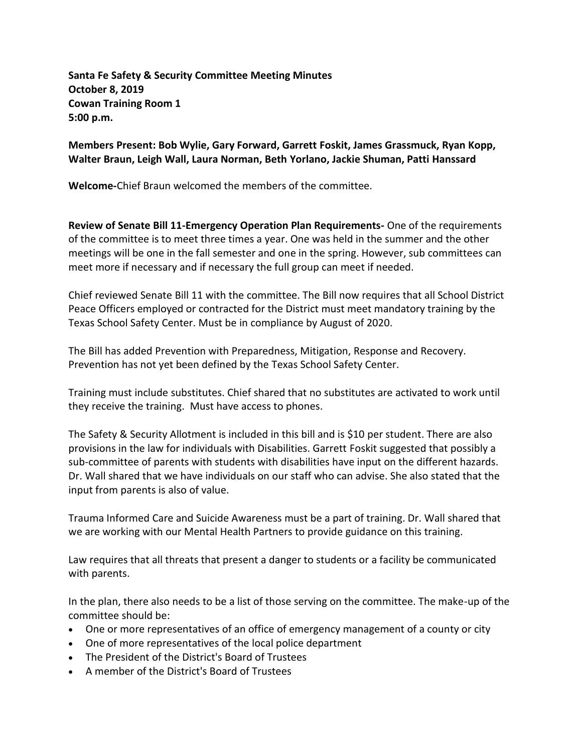**Santa Fe Safety & Security Committee Meeting Minutes**
**October 8, 2019**
**Cowan Training Room 1**
**5:00 p.m.**

**Members Present: Bob Wylie, Gary Forward, Garrett Foskit, James Grassmuck, Ryan Kopp, Walter Braun, Leigh Wall, Laura Norman, Beth Yorlano, Jackie Shuman, Patti Hanssard**

**Welcome-**Chief Braun welcomed the members of the committee.

**Review of Senate Bill 11-Emergency Operation Plan Requirements-** One of the requirements of the committee is to meet three times a year. One was held in the summer and the other meetings will be one in the fall semester and one in the spring. However, sub committees can meet more if necessary and if necessary the full group can meet if needed.

Chief reviewed Senate Bill 11 with the committee. The Bill now requires that all School District Peace Officers employed or contracted for the District must meet mandatory training by the Texas School Safety Center. Must be in compliance by August of 2020.

The Bill has added Prevention with Preparedness, Mitigation, Response and Recovery. Prevention has not yet been defined by the Texas School Safety Center.

Training must include substitutes. Chief shared that no substitutes are activated to work until they receive the training. Must have access to phones.

The Safety & Security Allotment is included in this bill and is $10 per student. There are also provisions in the law for individuals with Disabilities. Garrett Foskit suggested that possibly a sub-committee of parents with students with disabilities have input on the different hazards. Dr. Wall shared that we have individuals on our staff who can advise. She also stated that the input from parents is also of value.

Trauma Informed Care and Suicide Awareness must be a part of training. Dr. Wall shared that we are working with our Mental Health Partners to provide guidance on this training.

Law requires that all threats that present a danger to students or a facility be communicated with parents.

In the plan, there also needs to be a list of those serving on the committee. The make-up of the committee should be:

- One or more representatives of an office of emergency management of a county or city
- One of more representatives of the local police department
- The President of the District's Board of Trustees
- A member of the District's Board of Trustees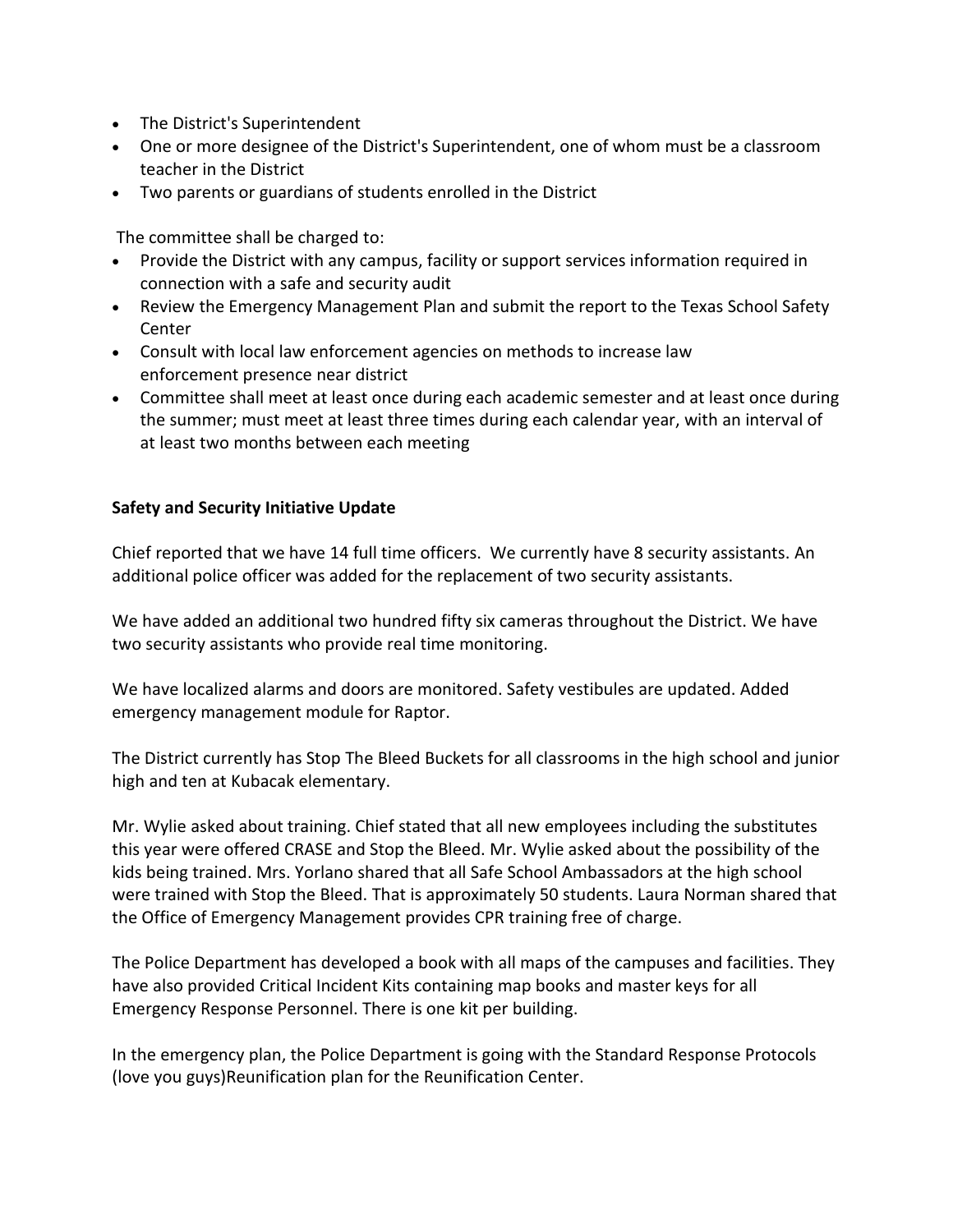- The District's Superintendent
- One or more designee of the District's Superintendent, one of whom must be a classroom teacher in the District
- Two parents or guardians of students enrolled in the District

The committee shall be charged to:

- Provide the District with any campus, facility or support services information required in connection with a safe and security audit
- Review the Emergency Management Plan and submit the report to the Texas School Safety Center
- Consult with local law enforcement agencies on methods to increase law enforcement presence near district
- Committee shall meet at least once during each academic semester and at least once during the summer; must meet at least three times during each calendar year, with an interval of at least two months between each meeting

**Safety and Security Initiative Update**

Chief reported that we have 14 full time officers. We currently have 8 security assistants. An additional police officer was added for the replacement of two security assistants.

We have added an additional two hundred fifty six cameras throughout the District. We have two security assistants who provide real time monitoring.

We have localized alarms and doors are monitored. Safety vestibules are updated. Added emergency management module for Raptor.

The District currently has Stop The Bleed Buckets for all classrooms in the high school and junior high and ten at Kubacak elementary.

Mr. Wylie asked about training. Chief stated that all new employees including the substitutes this year were offered CRASE and Stop the Bleed. Mr. Wylie asked about the possibility of the kids being trained. Mrs. Yorlano shared that all Safe School Ambassadors at the high school were trained with Stop the Bleed. That is approximately 50 students. Laura Norman shared that the Office of Emergency Management provides CPR training free of charge.

The Police Department has developed a book with all maps of the campuses and facilities. They have also provided Critical Incident Kits containing map books and master keys for all Emergency Response Personnel. There is one kit per building.

In the emergency plan, the Police Department is going with the Standard Response Protocols (love you guys)Reunification plan for the Reunification Center.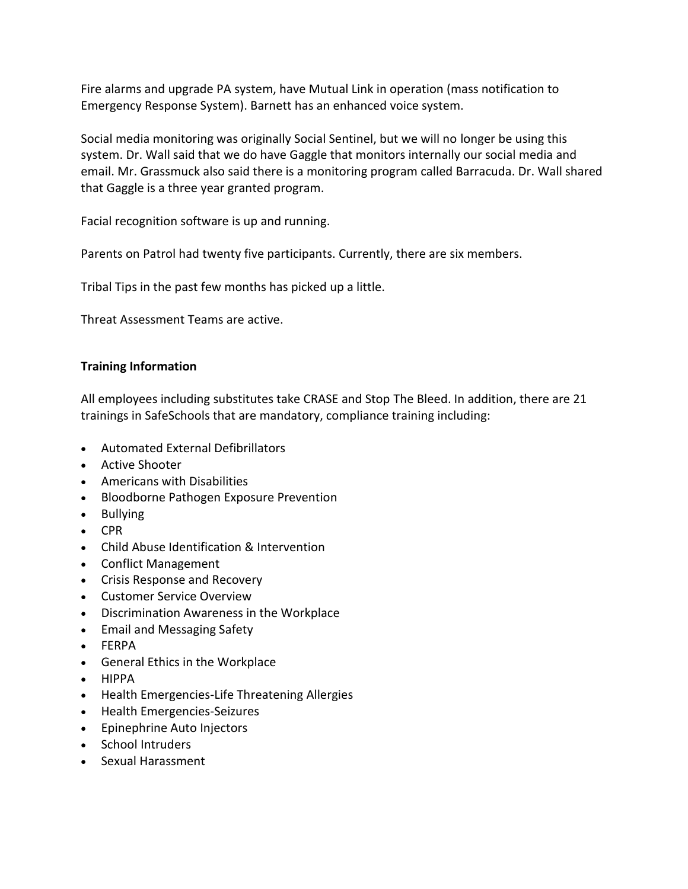Fire alarms and upgrade PA system, have Mutual Link in operation (mass notification to Emergency Response System). Barnett has an enhanced voice system.

Social media monitoring was originally Social Sentinel, but we will no longer be using this system. Dr. Wall said that we do have Gaggle that monitors internally our social media and email. Mr. Grassmuck also said there is a monitoring program called Barracuda. Dr. Wall shared that Gaggle is a three year granted program.

Facial recognition software is up and running.

Parents on Patrol had twenty five participants. Currently, there are six members.

Tribal Tips in the past few months has picked up a little.

Threat Assessment Teams are active.

**Training Information**

All employees including substitutes take CRASE and Stop The Bleed. In addition, there are 21 trainings in SafeSchools that are mandatory, compliance training including:

- Automated External Defibrillators
- Active Shooter
- Americans with Disabilities
- Bloodborne Pathogen Exposure Prevention
- Bullying
- CPR
- Child Abuse Identification & Intervention
- Conflict Management
- Crisis Response and Recovery
- Customer Service Overview
- Discrimination Awareness in the Workplace
- Email and Messaging Safety
- FERPA
- General Ethics in the Workplace
- HIPPA
- Health Emergencies-Life Threatening Allergies
- Health Emergencies-Seizures
- Epinephrine Auto Injectors
- School Intruders
- Sexual Harassment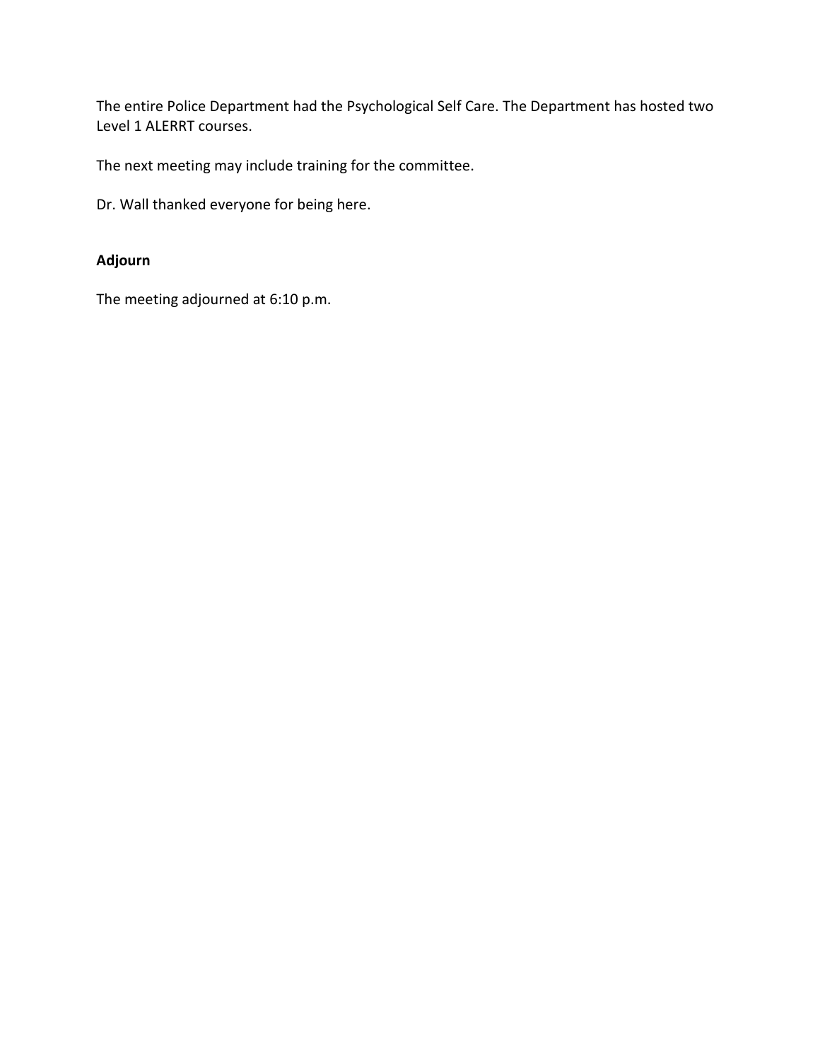The entire Police Department had the Psychological Self Care. The Department has hosted two Level 1 ALERRT courses.

The next meeting may include training for the committee.

Dr. Wall thanked everyone for being here.

**Adjourn**

The meeting adjourned at 6:10 p.m.